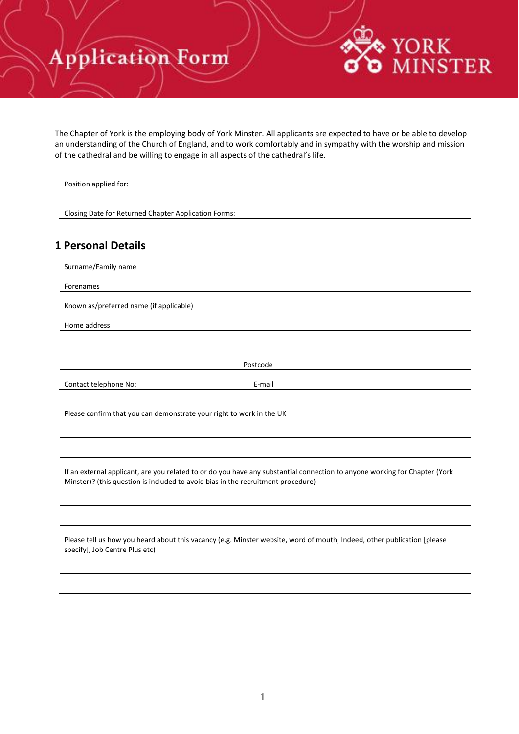# Application Form

YORK MINSTER

The Chapter of York is the employing body of York Minster. All applicants are expected to have or be able to develop an understanding of the Church of England, and to work comfortably and in sympathy with the worship and mission of the cathedral and be willing to engage in all aspects of the cathedral's life.

Position applied for:

Closing Date for Returned Chapter Application Forms:

## 1 Personal Details

Surname/Family name

Forenames

Known as/preferred name (if applicable)

Home address

Postcode

Contact telephone No: E-mail

Please confirm that you can demonstrate your right to work in the UK

If an external applicant, are you related to or do you have any substantial connection to anyone working for Chapter (York Minster)? (this question is included to avoid bias in the recruitment procedure)

Please tell us how you heard about this vacancy (e.g. Minster website, word of mouth, Indeed, other publication [please specify], Job Centre Plus etc)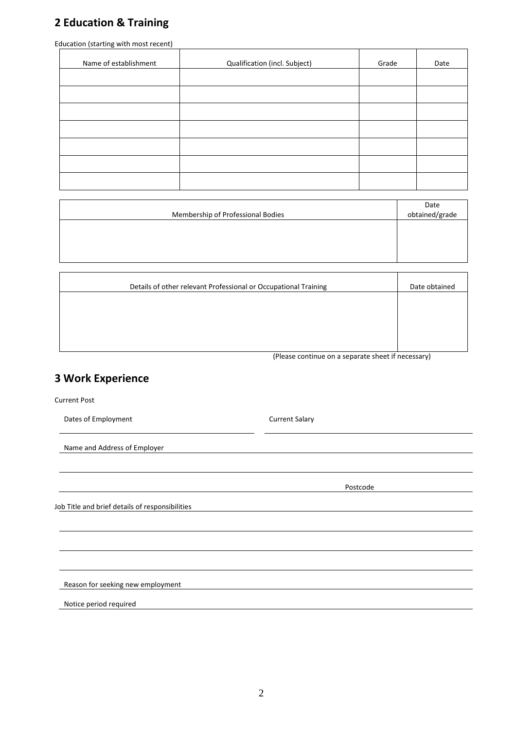## 2 Education & Training

Education (starting with most recent)

| Name of establishment | Qualification (incl. Subject) | Grade | Date |
| --- | --- | --- | --- |
| | | | |
| | | | |
| | | | |
| | | | |
| | | | |
| | | | |
| | | | |

| Membership of Professional Bodies | Date obtained/grade |
| --- | --- |
| | |

| Details of other relevant Professional or Occupational Training | Date obtained |
| --- | --- |
| | |

(Please continue on a separate sheet if necessary)

## 3 Work Experience

Current Post

Dates of Employment ______________________ Current Salary ______________________

Name and Address of Employer ______________________________________________

______________________________________________

______________________________ Postcode ______________

Job Title and brief details of responsibilities ______________________________________________

______________________________________________

______________________________________________

______________________________________________

Reason for seeking new employment ______________________________________________

Notice period required ______________________________________________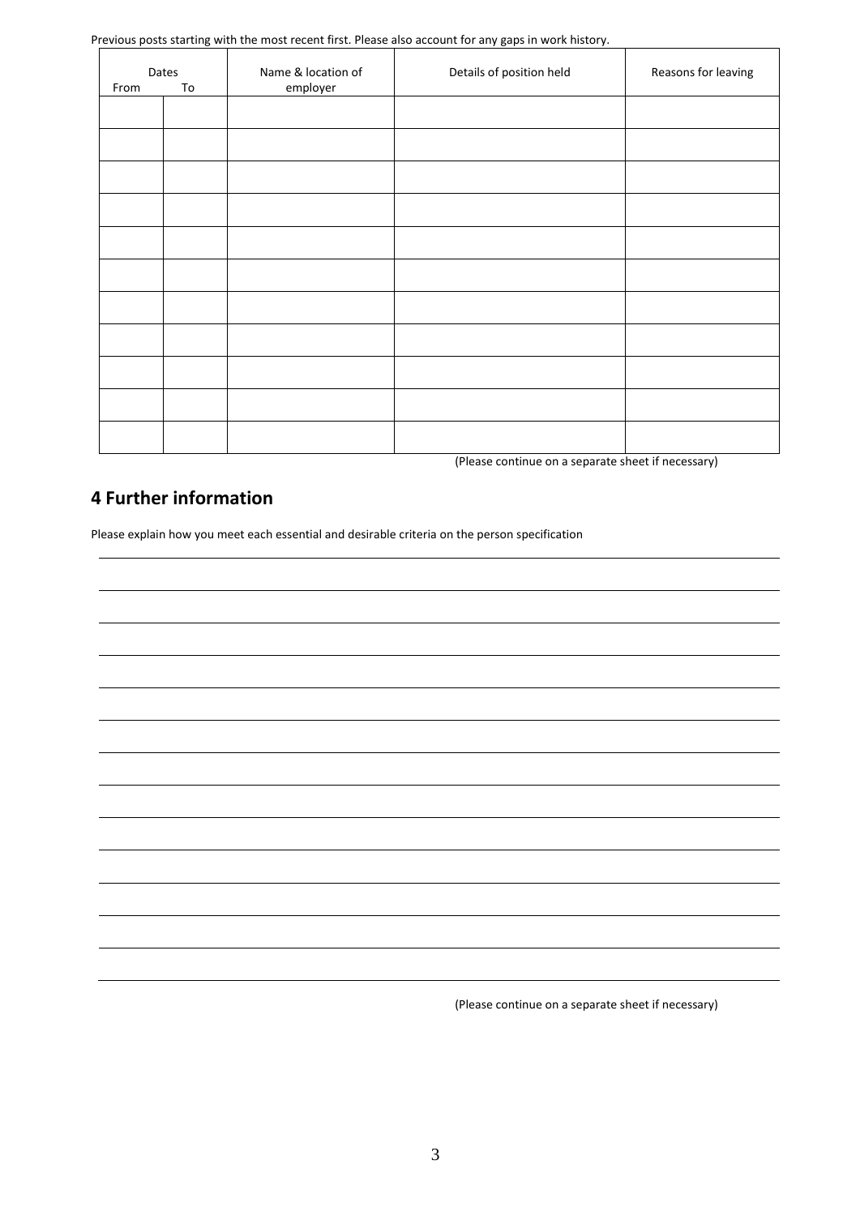Previous posts starting with the most recent first. Please also account for any gaps in work history.

| Dates | | Name & location of employer | Details of position held | Reasons for leaving |
|---|---|---|---|---|
| From | To | | | |
| | | | | |
| | | | | |
| | | | | |
| | | | | |
| | | | | |
| | | | | |
| | | | | |
| | | | | |
| | | | | |
| | | | | |
| | | | | |

(Please continue on a separate sheet if necessary)

## 4 Further information

Please explain how you meet each essential and desirable criteria on the person specification

(Please continue on a separate sheet if necessary)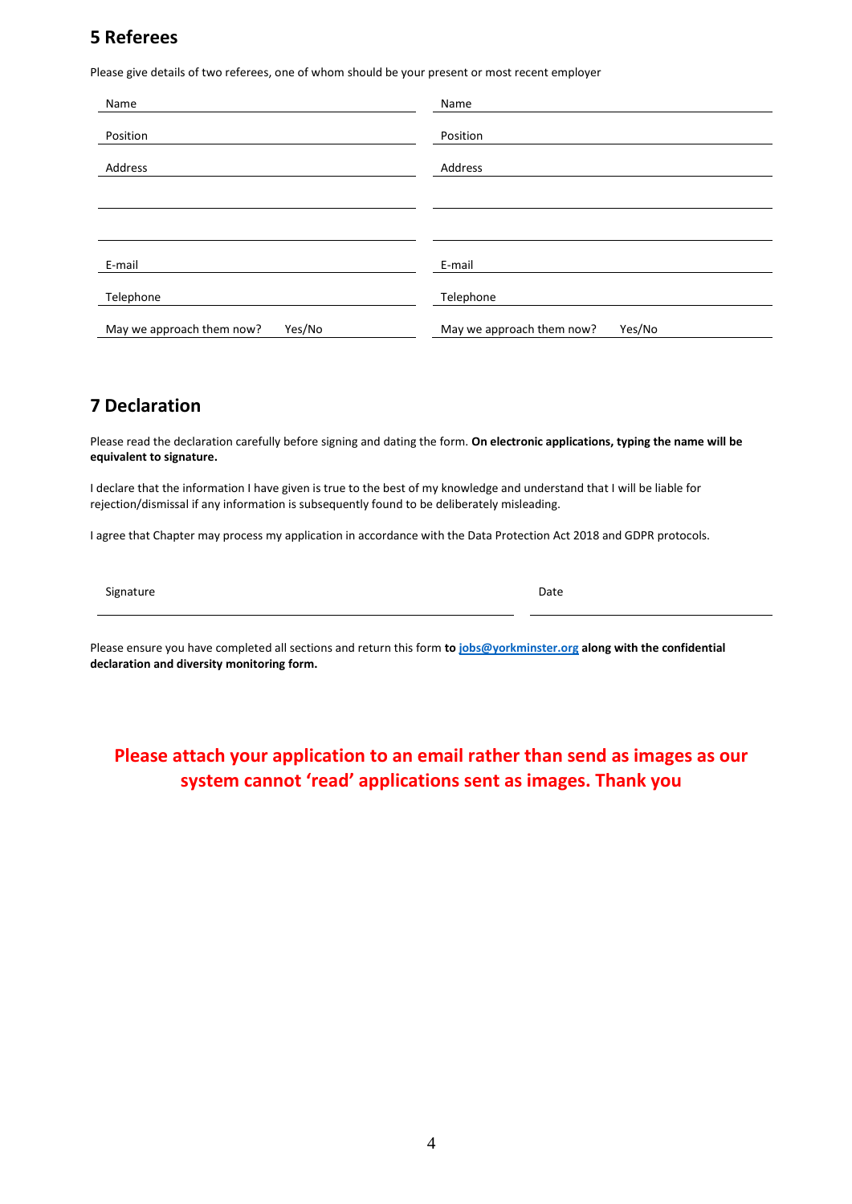## 5 Referees

Please give details of two referees, one of whom should be your present or most recent employer

| | |
|---|---|
| Name | Name |
| Position | Position |
| Address | Address |
| | |
| | |
| E-mail | E-mail |
| Telephone | Telephone |
| May we approach them now? Yes/No | May we approach them now? Yes/No |

## 7 Declaration

Please read the declaration carefully before signing and dating the form. **On electronic applications, typing the name will be equivalent to signature.**

I declare that the information I have given is true to the best of my knowledge and understand that I will be liable for rejection/dismissal if any information is subsequently found to be deliberately misleading.

I agree that Chapter may process my application in accordance with the Data Protection Act 2018 and GDPR protocols.

| | |
|---|---|
| Signature | Date |

Please ensure you have completed all sections and return this form **to jobs@yorkminster.org along with the confidential declaration and diversity monitoring form.**

**Please attach your application to an email rather than send as images as our system cannot 'read' applications sent as images. Thank you**